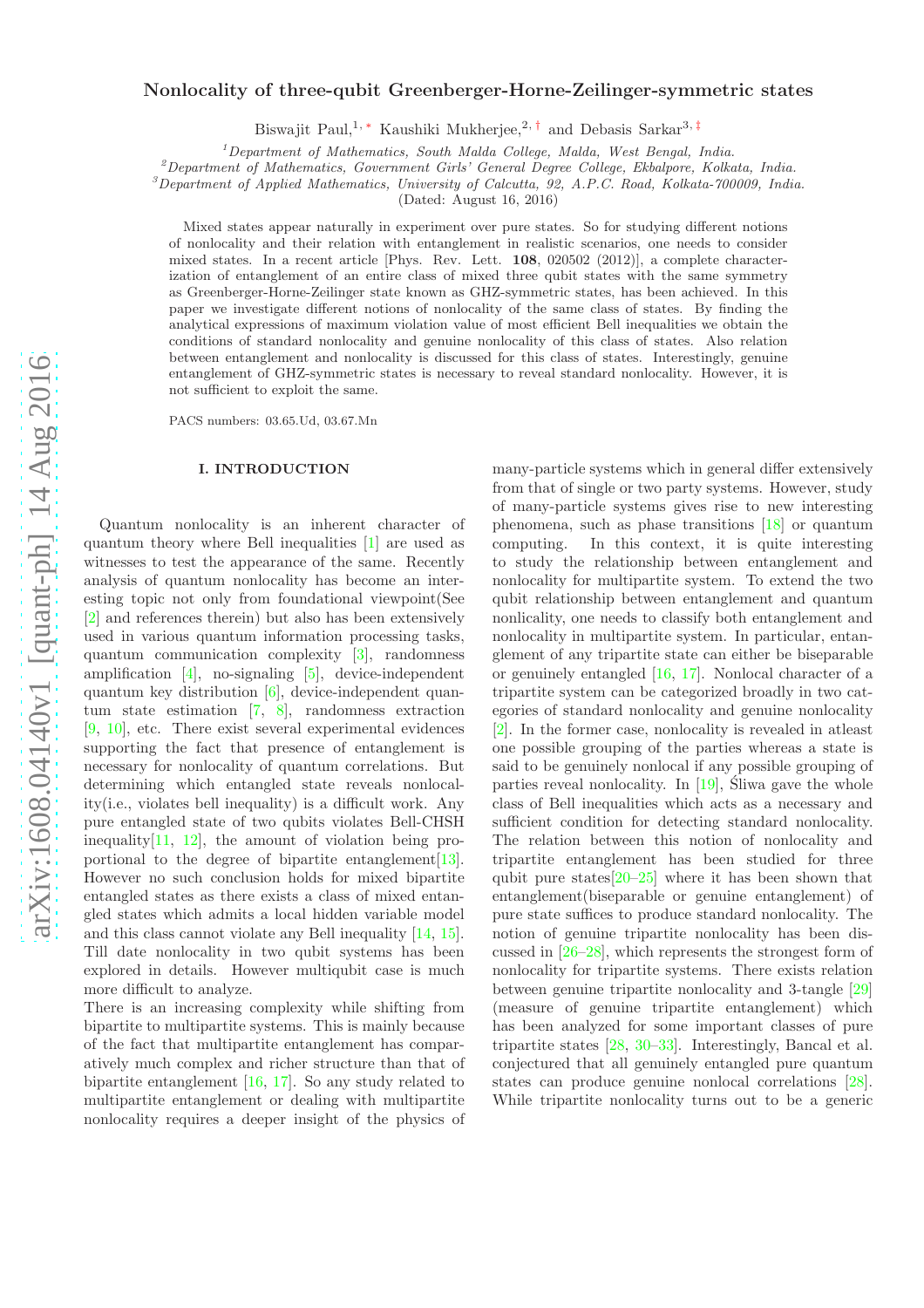# Nonlocality of three-qubit Greenberger-Horne-Zeilinger-symmetric states

Biswajit Paul,[1,*] Kaushiki Mukherjee,[2,†] and Debasis Sarkar[3,‡]

[1]Department of Mathematics, South Malda College, Malda, West Bengal, India.
[2]Department of Mathematics, Government Girls' General Degree College, Ekbalpore, Kolkata, India.
[3]Department of Applied Mathematics, University of Calcutta, 92, A.P.C. Road, Kolkata-700009, India.

(Dated: August 16, 2016)

Mixed states appear naturally in experiment over pure states. So for studying different notions of nonlocality and their relation with entanglement in realistic scenarios, one needs to consider mixed states. In a recent article [Phys. Rev. Lett. **108**, 020502 (2012)], a complete characterization of entanglement of an entire class of mixed three qubit states with the same symmetry as Greenberger-Horne-Zeilinger state known as GHZ-symmetric states, has been achieved. In this paper we investigate different notions of nonlocality of the same class of states. By finding the analytical expressions of maximum violation value of most efficient Bell inequalities we obtain the conditions of standard nonlocality and genuine nonlocality of this class of states. Also relation between entanglement and nonlocality is discussed for this class of states. Interestingly, genuine entanglement of GHZ-symmetric states is necessary to reveal standard nonlocality. However, it is not sufficient to exploit the same.

PACS numbers: 03.65.Ud, 03.67.Mn

## I. INTRODUCTION

Quantum nonlocality is an inherent character of quantum theory where Bell inequalities [1] are used as witnesses to test the appearance of the same. Recently analysis of quantum nonlocality has become an interesting topic not only from foundational viewpoint(See [2] and references therein) but also has been extensively used in various quantum information processing tasks, quantum communication complexity [3], randomness amplification [4], no-signaling [5], device-independent quantum key distribution [6], device-independent quantum state estimation [7, 8], randomness extraction [9, 10], etc. There exist several experimental evidences supporting the fact that presence of entanglement is necessary for nonlocality of quantum correlations. But determining which entangled state reveals nonlocality(i.e., violates bell inequality) is a difficult work. Any pure entangled state of two qubits violates Bell-CHSH inequality[11, 12], the amount of violation being proportional to the degree of bipartite entanglement[13]. However no such conclusion holds for mixed bipartite entangled states as there exists a class of mixed entangled states which admits a local hidden variable model and this class cannot violate any Bell inequality [14, 15]. Till date nonlocality in two qubit systems has been explored in details. However multiqubit case is much more difficult to analyze.

There is an increasing complexity while shifting from bipartite to multipartite systems. This is mainly because of the fact that multipartite entanglement has comparatively much complex and richer structure than that of bipartite entanglement [16, 17]. So any study related to multipartite entanglement or dealing with multipartite nonlocality requires a deeper insight of the physics of many-particle systems which in general differ extensively from that of single or two party systems. However, study of many-particle systems gives rise to new interesting phenomena, such as phase transitions [18] or quantum computing. In this context, it is quite interesting to study the relationship between entanglement and nonlocality for multipartite system. To extend the two qubit relationship between entanglement and quantum nonlicality, one needs to classify both entanglement and nonlocality in multipartite system. In particular, entanglement of any tripartite state can either be biseparable or genuinely entangled [16, 17]. Nonlocal character of a tripartite system can be categorized broadly in two categories of standard nonlocality and genuine nonlocality [2]. In the former case, nonlocality is revealed in atleast one possible grouping of the parties whereas a state is said to be genuinely nonlocal if any possible grouping of parties reveal nonlocality. In [19], Śliwa gave the whole class of Bell inequalities which acts as a necessary and sufficient condition for detecting standard nonlocality. The relation between this notion of nonlocality and tripartite entanglement has been studied for three qubit pure states[20–25] where it has been shown that entanglement(biseparable or genuine entanglement) of pure state suffices to produce standard nonlocality. The notion of genuine tripartite nonlocality has been discussed in [26–28], which represents the strongest form of nonlocality for tripartite systems. There exists relation between genuine tripartite nonlocality and 3-tangle [29] (measure of genuine tripartite entanglement) which has been analyzed for some important classes of pure tripartite states [28, 30–33]. Interestingly, Bancal et al. conjectured that all genuinely entangled pure quantum states can produce genuine nonlocal correlations [28]. While tripartite nonlocality turns out to be a generic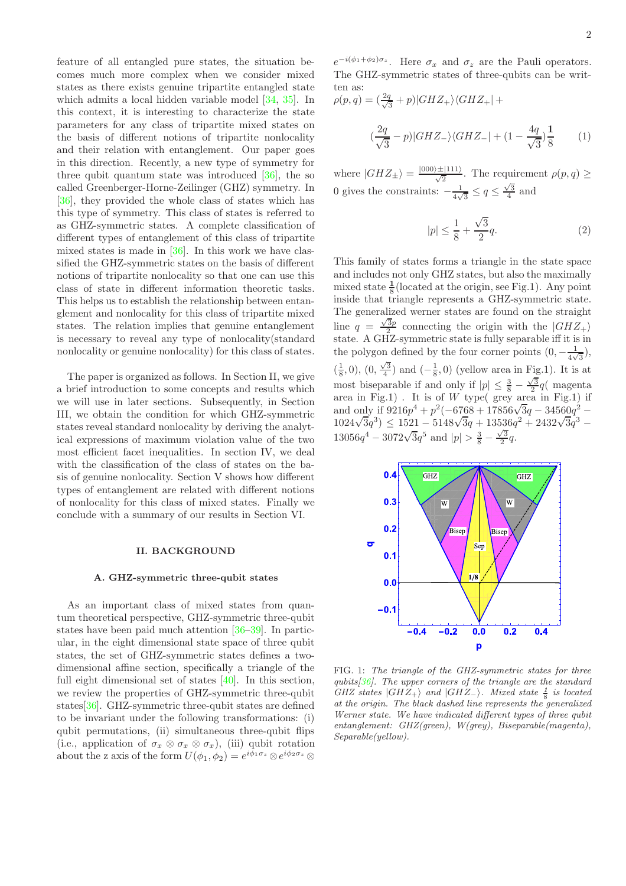feature of all entangled pure states, the situation becomes much more complex when we consider mixed states as there exists genuine tripartite entangled state which admits a local hidden variable model [34, 35]. In this context, it is interesting to characterize the state parameters for any class of tripartite mixed states on the basis of different notions of tripartite nonlocality and their relation with entanglement. Our paper goes in this direction. Recently, a new type of symmetry for three qubit quantum state was introduced [36], the so called Greenberger-Horne-Zeilinger (GHZ) symmetry. In [36], they provided the whole class of states which has this type of symmetry. This class of states is referred to as GHZ-symmetric states. A complete classification of different types of entanglement of this class of tripartite mixed states is made in [36]. In this work we have classified the GHZ-symmetric states on the basis of different notions of tripartite nonlocality so that one can use this class of state in different information theoretic tasks. This helps us to establish the relationship between entanglement and nonlocality for this class of tripartite mixed states. The relation implies that genuine entanglement is necessary to reveal any type of nonlocality(standard nonlocality or genuine nonlocality) for this class of states.

The paper is organized as follows. In Section II, we give a brief introduction to some concepts and results which we will use in later sections. Subsequently, in Section III, we obtain the condition for which GHZ-symmetric states reveal standard nonlocality by deriving the analytical expressions of maximum violation value of the two most efficient facet inequalities. In section IV, we deal with the classification of the class of states on the basis of genuine nonlocality. Section V shows how different types of entanglement are related with different notions of nonlocality for this class of mixed states. Finally we conclude with a summary of our results in Section VI.

## II. BACKGROUND

### A. GHZ-symmetric three-qubit states

As an important class of mixed states from quantum theoretical perspective, GHZ-symmetric three-qubit states have been paid much attention [36–39]. In particular, in the eight dimensional state space of three qubit states, the set of GHZ-symmetric states defines a two-dimensional affine section, specifically a triangle of the full eight dimensional set of states [40]. In this section, we review the properties of GHZ-symmetric three-qubit states[36]. GHZ-symmetric three-qubit states are defined to be invariant under the following transformations: (i) qubit permutations, (ii) simultaneous three-qubit flips (i.e., application of $\sigma_x \otimes \sigma_x \otimes \sigma_x$), (iii) qubit rotation about the z axis of the form $U(\phi_1, \phi_2) = e^{i\phi_1 \sigma_z} \otimes e^{i\phi_2 \sigma_z} \otimes e^{-i(\phi_1+\phi_2)\sigma_z}$. Here $\sigma_x$ and $\sigma_z$ are the Pauli operators. The GHZ-symmetric states of three-qubits can be written as:

$$\rho(p, q) = (\frac{2q}{\sqrt{3}} + p)|GHZ_+\rangle\langle GHZ_+| + (\frac{2q}{\sqrt{3}} - p)|GHZ_-\rangle\langle GHZ_-| + (1 - \frac{4q}{\sqrt{3}})\frac{\mathbf{1}}{8} \qquad (1)$$

where $|GHZ_\pm\rangle = \frac{|000\rangle \pm |111\rangle}{\sqrt{2}}$. The requirement $\rho(p, q) \geq 0$ gives the constraints: $-\frac{1}{4\sqrt{3}} \leq q \leq \frac{\sqrt{3}}{4}$ and

$$|p| \leq \frac{1}{8} + \frac{\sqrt{3}}{2}q. \qquad (2)$$

This family of states forms a triangle in the state space and includes not only GHZ states, but also the maximally mixed state $\frac{1}{8}$(located at the origin, see Fig.1). Any point inside that triangle represents a GHZ-symmetric state. The generalized werner states are found on the straight line $q = \frac{\sqrt{3}p}{2}$ connecting the origin with the $|GHZ_+\rangle$ state. A GHZ-symmetric state is fully separable iff it is in the polygon defined by the four corner points $(0, -\frac{1}{4\sqrt{3}})$, $(\frac{1}{8}, 0)$, $(0, \frac{\sqrt{3}}{4})$ and $(-\frac{1}{8}, 0)$ (yellow area in Fig.1). It is at most biseparable if and only if $|p| \leq \frac{3}{8} - \frac{\sqrt{3}}{2}q$( magenta area in Fig.1) . It is of $W$ type( grey area in Fig.1) if and only if $9216p^4 + p^2(-6768 + 17856\sqrt{3}q - 34560q^2 - 1024\sqrt{3}q^3) \leq 1521 - 5148\sqrt{3}q + 13536q^2 + 2432\sqrt{3}q^3 - 13056q^4 - 3072\sqrt{3}q^5$ and $|p| > \frac{3}{8} - \frac{\sqrt{3}}{2}q$.

0.4
0.3
0.2
0.1
0.0
−0.1
q
−0.4 −0.2 0.0 0.2 0.4
p
GHZ
GHZ
W
W
Bisep
Bisep
Sep
1/8

FIG. 1: *The triangle of the GHZ-symmetric states for three qubits[36]. The upper corners of the triangle are the standard GHZ states $|GHZ_+\rangle$ and $|GHZ_-\rangle$. Mixed state $\frac{1}{8}$ is located at the origin. The black dashed line represents the generalized Werner state. We have indicated different types of three qubit entanglement: GHZ(green), W(grey), Biseparable(magenta), Separable(yellow).*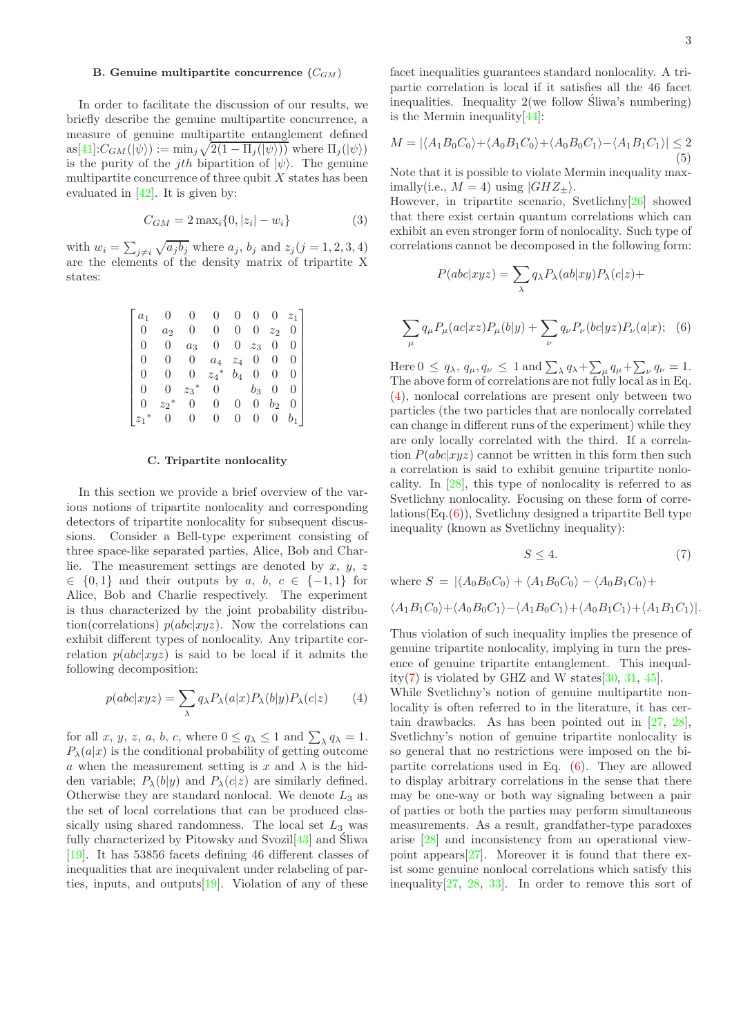### B. Genuine multipartite concurrence ($C_{GM}$)

In order to facilitate the discussion of our results, we briefly describe the genuine multipartite concurrence, a measure of genuine multipartite entanglement defined as[41]:$C_{GM}(|\psi\rangle) := \min_j \sqrt{2(1-\Pi_j(|\psi\rangle))}$ where $\Pi_j(|\psi\rangle)$ is the purity of the $jth$ bipartition of $|\psi\rangle$. The genuine multipartite concurrence of three qubit $X$ states has been evaluated in [42]. It is given by:

$$C_{GM} = 2\max_i\{0, |z_i| - w_i\} \tag{3}$$

with $w_i = \sum_{j\neq i}\sqrt{a_j b_j}$ where $a_j$, $b_j$ and $z_j (j = 1, 2, 3, 4)$ are the elements of the density matrix of tripartite X states:

$$\begin{bmatrix} a_1 & 0 & 0 & 0 & 0 & 0 & 0 & z_1 \\ 0 & a_2 & 0 & 0 & 0 & 0 & z_2 & 0 \\ 0 & 0 & a_3 & 0 & 0 & z_3 & 0 & 0 \\ 0 & 0 & 0 & a_4 & z_4 & 0 & 0 & 0 \\ 0 & 0 & 0 & {z_4}^* & b_4 & 0 & 0 & 0 \\ 0 & 0 & {z_3}^* & 0 & & b_3 & 0 & 0 \\ 0 & {z_2}^* & 0 & 0 & 0 & 0 & b_2 & 0 \\ {z_1}^* & 0 & 0 & 0 & 0 & 0 & 0 & b_1 \end{bmatrix}$$

### C. Tripartite nonlocality

In this section we provide a brief overview of the various notions of tripartite nonlocality and corresponding detectors of tripartite nonlocality for subsequent discussions. Consider a Bell-type experiment consisting of three space-like separated parties, Alice, Bob and Charlie. The measurement settings are denoted by $x$, $y$, $z$ $\in$ $\{0,1\}$ and their outputs by $a$, $b$, $c \in \{-1,1\}$ for Alice, Bob and Charlie respectively. The experiment is thus characterized by the joint probability distribution(correlations) $p(abc|xyz)$. Now the correlations can exhibit different types of nonlocality. Any tripartite correlation $p(abc|xyz)$ is said to be local if it admits the following decomposition:

$$p(abc|xyz) = \sum_{\lambda} q_{\lambda} P_{\lambda}(a|x)P_{\lambda}(b|y)P_{\lambda}(c|z) \tag{4}$$

for all $x$, $y$, $z$, $a$, $b$, $c$, where $0 \leq q_{\lambda} \leq 1$ and $\sum_{\lambda} q_{\lambda} = 1$. $P_{\lambda}(a|x)$ is the conditional probability of getting outcome $a$ when the measurement setting is $x$ and $\lambda$ is the hidden variable; $P_{\lambda}(b|y)$ and $P_{\lambda}(c|z)$ are similarly defined. Otherwise they are standard nonlocal. We denote $L_3$ as the set of local correlations that can be produced classically using shared randomness. The local set $L_3$ was fully characterized by Pitowsky and Svozil[43] and Śliwa [19]. It has 53856 facets defining 46 different classes of inequalities that are inequivalent under relabeling of parties, inputs, and outputs[19]. Violation of any of these facet inequalities guarantees standard nonlocality. A tripartie correlation is local if it satisfies all the 46 facet inequalities. Inequality 2(we follow Śliwa's numbering) is the Mermin inequality[44]:

$$M = |\langle A_1B_0C_0\rangle + \langle A_0B_1C_0\rangle + \langle A_0B_0C_1\rangle - \langle A_1B_1C_1\rangle| \leq 2 \tag{5}$$

Note that it is possible to violate Mermin inequality maximally(i.e., $M = 4$) using $|GHZ_{\pm}\rangle$.

However, in tripartite scenario, Svetlichny[26] showed that there exist certain quantum correlations which can exhibit an even stronger form of nonlocality. Such type of correlations cannot be decomposed in the following form:

$$P(abc|xyz) = \sum_{\lambda} q_{\lambda} P_{\lambda}(ab|xy)P_{\lambda}(c|z) +$$

$$\sum_{\mu} q_{\mu} P_{\mu}(ac|xz)P_{\mu}(b|y) + \sum_{\nu} q_{\nu} P_{\nu}(bc|yz)P_{\nu}(a|x); \tag{6}$$

Here $0 \leq q_{\lambda}, q_{\mu}, q_{\nu} \leq 1$ and $\sum_{\lambda} q_{\lambda} + \sum_{\mu} q_{\mu} + \sum_{\nu} q_{\nu} = 1$. The above form of correlations are not fully local as in Eq. (4), nonlocal correlations are present only between two particles (the two particles that are nonlocally correlated can change in different runs of the experiment) while they are only locally correlated with the third. If a correlation $P(abc|xyz)$ cannot be written in this form then such a correlation is said to exhibit genuine tripartite nonlocality. In [28], this type of nonlocality is referred to as Svetlichny nonlocality. Focusing on these form of correlations(Eq.(6)), Svetlichny designed a tripartite Bell type inequality (known as Svetlichny inequality):

$$S \leq 4. \tag{7}$$

where $S = |\langle A_0B_0C_0\rangle + \langle A_1B_0C_0\rangle - \langle A_0B_1C_0\rangle +$

$\langle A_1B_1C_0\rangle + \langle A_0B_0C_1\rangle - \langle A_1B_0C_1\rangle + \langle A_0B_1C_1\rangle + \langle A_1B_1C_1\rangle|$.

Thus violation of such inequality implies the presence of genuine tripartite nonlocality, implying in turn the presence of genuine tripartite entanglement. This inequality(7) is violated by GHZ and W states[30, 31, 45].

While Svetlichny's notion of genuine multipartite nonlocality is often referred to in the literature, it has certain drawbacks. As has been pointed out in [27, 28], Svetlichny's notion of genuine tripartite nonlocality is so general that no restrictions were imposed on the bipartite correlations used in Eq. (6). They are allowed to display arbitrary correlations in the sense that there may be one-way or both way signaling between a pair of parties or both the parties may perform simultaneous measurements. As a result, grandfather-type paradoxes arise [28] and inconsistency from an operational viewpoint appears[27]. Moreover it is found that there exist some genuine nonlocal correlations which satisfy this inequality[27, 28, 33]. In order to remove this sort of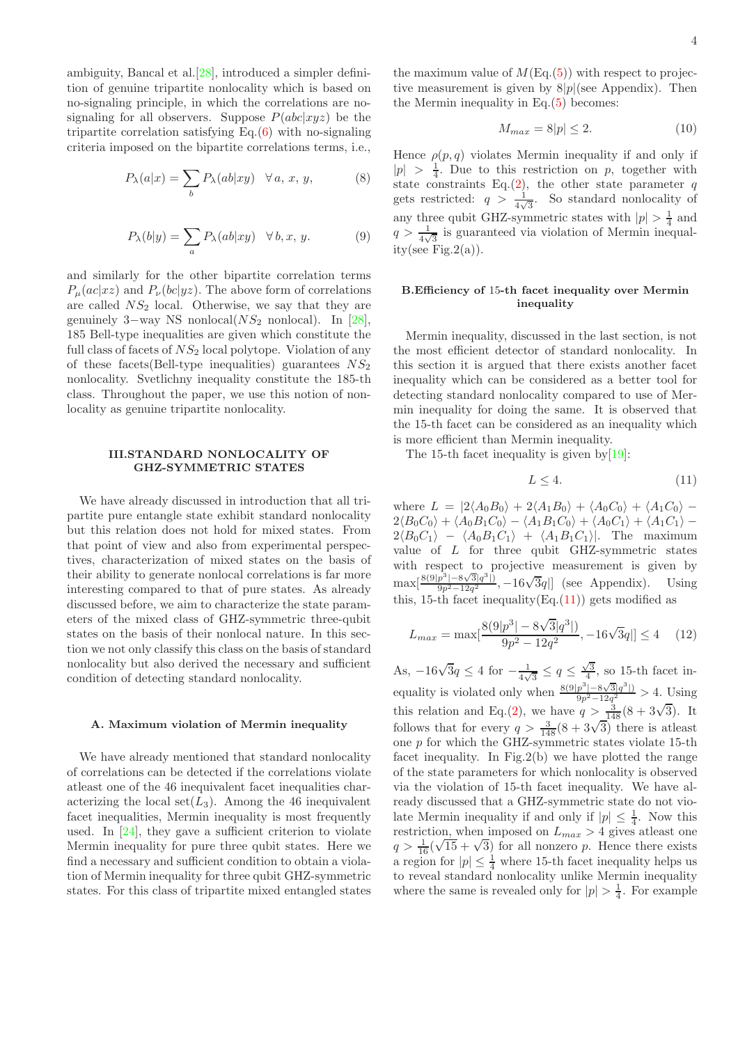ambiguity, Bancal et al.[28], introduced a simpler definition of genuine tripartite nonlocality which is based on no-signaling principle, in which the correlations are no-signaling for all observers. Suppose $P(abc|xyz)$ be the tripartite correlation satisfying Eq.(6) with no-signaling criteria imposed on the bipartite correlations terms, i.e.,

$$P_{\lambda}(a|x) = \sum_{b} P_{\lambda}(ab|xy) \quad \forall\, a,\, x,\, y, \tag{8}$$

$$P_{\lambda}(b|y) = \sum_{a} P_{\lambda}(ab|xy) \quad \forall\, b, x,\, y. \tag{9}$$

and similarly for the other bipartite correlation terms $P_{\mu}(ac|xz)$ and $P_{\nu}(bc|yz)$. The above form of correlations are called $NS_2$ local. Otherwise, we say that they are genuinely 3−way NS nonlocal($NS_2$ nonlocal). In [28], 185 Bell-type inequalities are given which constitute the full class of facets of $NS_2$ local polytope. Violation of any of these facets(Bell-type inequalities) guarantees $NS_2$ nonlocality. Svetlichny inequality constitute the 185-th class. Throughout the paper, we use this notion of nonlocality as genuine tripartite nonlocality.

## III.STANDARD NONLOCALITY OF GHZ-SYMMETRIC STATES

We have already discussed in introduction that all tripartite pure entangle state exhibit standard nonlocality but this relation does not hold for mixed states. From that point of view and also from experimental perspectives, characterization of mixed states on the basis of their ability to generate nonlocal correlations is far more interesting compared to that of pure states. As already discussed before, we aim to characterize the state parameters of the mixed class of GHZ-symmetric three-qubit states on the basis of their nonlocal nature. In this section we not only classify this class on the basis of standard nonlocality but also derived the necessary and sufficient condition of detecting standard nonlocality.

### A. Maximum violation of Mermin inequality

We have already mentioned that standard nonlocality of correlations can be detected if the correlations violate atleast one of the 46 inequivalent facet inequalities characterizing the local set($L_3$). Among the 46 inequivalent facet inequalities, Mermin inequality is most frequently used. In [24], they gave a sufficient criterion to violate Mermin inequality for pure three qubit states. Here we find a necessary and sufficient condition to obtain a violation of Mermin inequality for three qubit GHZ-symmetric states. For this class of tripartite mixed entangled states the maximum value of $M$(Eq.(5)) with respect to projective measurement is given by $8|p|$(see Appendix). Then the Mermin inequality in Eq.(5) becomes:

$$M_{max} = 8|p| \leq 2. \tag{10}$$

Hence $\rho(p, q)$ violates Mermin inequality if and only if $|p| > \frac{1}{4}$. Due to this restriction on $p$, together with state constraints Eq.(2), the other state parameter $q$ gets restricted: $q > \frac{1}{4\sqrt{3}}$. So standard nonlocality of any three qubit GHZ-symmetric states with $|p| > \frac{1}{4}$ and $q > \frac{1}{4\sqrt{3}}$ is guaranteed via violation of Mermin inequality(see Fig.2(a)).

### B.Efficiency of 15-th facet inequality over Mermin inequality

Mermin inequality, discussed in the last section, is not the most efficient detector of standard nonlocality. In this section it is argued that there exists another facet inequality which can be considered as a better tool for detecting standard nonlocality compared to use of Mermin inequality for doing the same. It is observed that the 15-th facet can be considered as an inequality which is more efficient than Mermin inequality.

The 15-th facet inequality is given by[19]:

$$L \leq 4. \tag{11}$$

where $L = |2\langle A_0B_0\rangle + 2\langle A_1B_0\rangle + \langle A_0C_0\rangle + \langle A_1C_0\rangle - 2\langle B_0C_0\rangle + \langle A_0B_1C_0\rangle - \langle A_1B_1C_0\rangle + \langle A_0C_1\rangle + \langle A_1C_1\rangle - 2\langle B_0C_1\rangle - \langle A_0B_1C_1\rangle + \langle A_1B_1C_1\rangle|$. The maximum value of $L$ for three qubit GHZ-symmetric states with respect to projective measurement is given by $\max[\frac{8(9|p^3|-8\sqrt{3}|q^3|)}{9p^2-12q^2}, -16\sqrt{3}q|]$ (see Appendix). Using this, 15-th facet inequality(Eq.(11)) gets modified as

$$L_{max} = \max[\frac{8(9|p^3| - 8\sqrt{3}|q^3|)}{9p^2 - 12q^2}, -16\sqrt{3}q|] \leq 4 \tag{12}$$

As, $-16\sqrt{3}q \leq 4$ for $-\frac{1}{4\sqrt{3}} \leq q \leq \frac{\sqrt{3}}{4}$, so 15-th facet inequality is violated only when $\frac{8(9|p^3|-8\sqrt{3}|q^3|)}{9p^2-12q^2} > 4$. Using this relation and Eq.(2), we have $q > \frac{3}{148}(8+3\sqrt{3})$. It follows that for every $q > \frac{3}{148}(8+3\sqrt{3})$ there is atleast one $p$ for which the GHZ-symmetric states violate 15-th facet inequality. In Fig.2(b) we have plotted the range of the state parameters for which nonlocality is observed via the violation of 15-th facet inequality. We have already discussed that a GHZ-symmetric state do not violate Mermin inequality if and only if $|p| \leq \frac{1}{4}$. Now this restriction, when imposed on $L_{max} > 4$ gives atleast one $q > \frac{1}{16}(\sqrt{15}+\sqrt{3})$ for all nonzero $p$. Hence there exists a region for $|p| \leq \frac{1}{4}$ where 15-th facet inequality helps us to reveal standard nonlocality unlike Mermin inequality where the same is revealed only for $|p| > \frac{1}{4}$. For example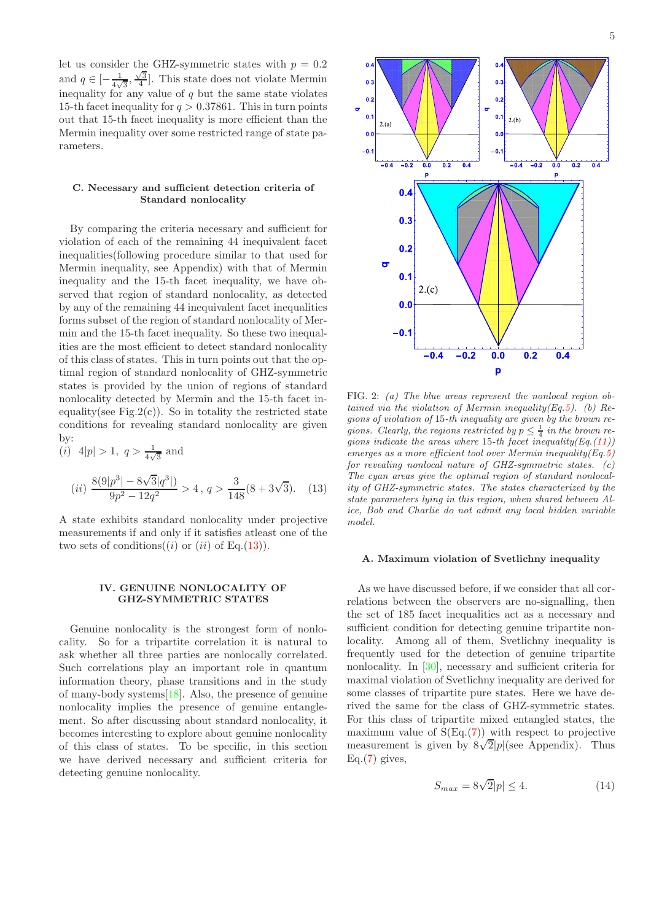let us consider the GHZ-symmetric states with $p = 0.2$ and $q \in [-\frac{1}{4\sqrt{3}}, \frac{\sqrt{3}}{4}]$. This state does not violate Mermin inequality for any value of $q$ but the same state violates 15-th facet inequality for $q > 0.37861$. This in turn points out that 15-th facet inequality is more efficient than the Mermin inequality over some restricted range of state parameters.

### C. Necessary and sufficient detection criteria of Standard nonlocality

By comparing the criteria necessary and sufficient for violation of each of the remaining 44 inequivalent facet inequalities(following procedure similar to that used for Mermin inequality, see Appendix) with that of Mermin inequality and the 15-th facet inequality, we have observed that region of standard nonlocality, as detected by any of the remaining 44 inequivalent facet inequalities forms subset of the region of standard nonlocality of Mermin and the 15-th facet inequality. So these two inequalities are the most efficient to detect standard nonlocality of this class of states. This in turn points out that the optimal region of standard nonlocality of GHZ-symmetric states is provided by the union of regions of standard nonlocality detected by Mermin and the 15-th facet inequality(see Fig.2(c)). So in totality the restricted state conditions for revealing standard nonlocality are given by:

$(i)$ $4|p| > 1, \; q > \frac{1}{4\sqrt{3}}$ and

$$(ii) \; \frac{8(9|p^3| - 8\sqrt{3}|q^3|)}{9p^2 - 12q^2} > 4 \,, \; q > \frac{3}{148}(8 + 3\sqrt{3}). \quad (13)$$

A state exhibits standard nonlocality under projective measurements if and only if it satisfies atleast one of the two sets of conditions($(i)$ or $(ii)$ of Eq.(13)).

## IV. GENUINE NONLOCALITY OF GHZ-SYMMETRIC STATES

Genuine nonlocality is the strongest form of nonlocality. So for a tripartite correlation it is natural to ask whether all three parties are nonlocally correlated. Such correlations play an important role in quantum information theory, phase transitions and in the study of many-body systems[18]. Also, the presence of genuine nonlocality implies the presence of genuine entanglement. So after discussing about standard nonlocality, it becomes interesting to explore about genuine nonlocality of this class of states. To be specific, in this section we have derived necessary and sufficient criteria for detecting genuine nonlocality.

2.(a)
2.(b)
2.(c)
p
q

FIG. 2: *(a) The blue areas represent the nonlocal region obtained via the violation of Mermin inequality(Eq.5). (b) Regions of violation of* 15*-th inequality are given by the brown regions. Clearly, the regions restricted by* $p \leq \frac{1}{4}$ *in the brown regions indicate the areas where* 15*-th facet inequality(Eq.(11)) emerges as a more efficient tool over Mermin inequality(Eq.5) for revealing nonlocal nature of GHZ-symmetric states. (c) The cyan areas give the optimal region of standard nonlocality of GHZ-symmetric states. The states characterized by the state parameters lying in this region, when shared between Alice, Bob and Charlie do not admit any local hidden variable model.*

### A. Maximum violation of Svetlichny inequality

As we have discussed before, if we consider that all correlations between the observers are no-signalling, then the set of 185 facet inequalities act as a necessary and sufficient condition for detecting genuine tripartite nonlocality. Among all of them, Svetlichny inequality is frequently used for the detection of genuine tripartite nonlocality. In [30], necessary and sufficient criteria for maximal violation of Svetlichny inequality are derived for some classes of tripartite pure states. Here we have derived the same for the class of GHZ-symmetric states. For this class of tripartite mixed entangled states, the maximum value of S(Eq.(7)) with respect to projective measurement is given by $8\sqrt{2}|p|$(see Appendix). Thus Eq.(7) gives,

$$S_{max} = 8\sqrt{2}|p| \leq 4. \quad (14)$$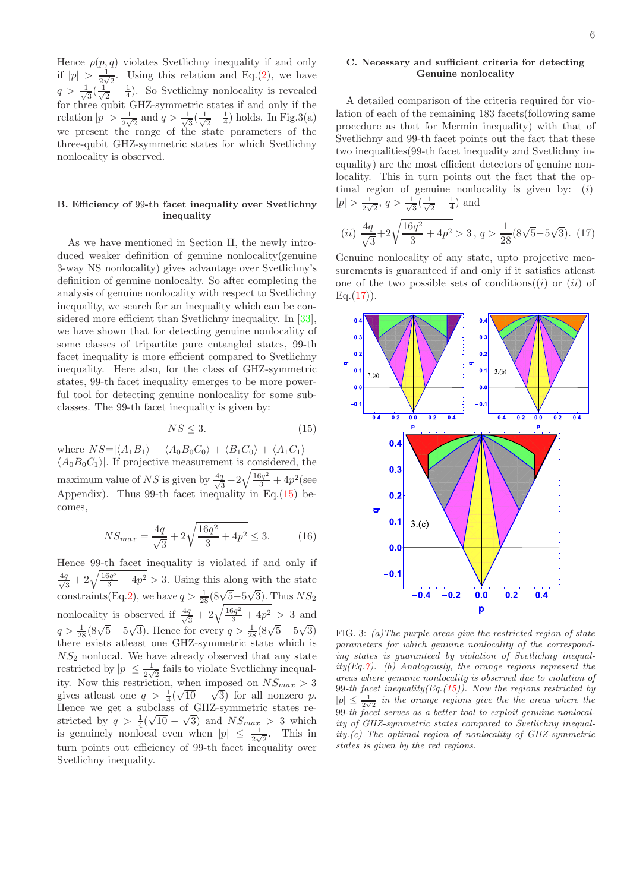Hence $\rho(p,q)$ violates Svetlichny inequality if and only if $|p| > \frac{1}{2\sqrt{2}}$. Using this relation and Eq.(2), we have $q > \frac{1}{\sqrt{3}}(\frac{1}{\sqrt{2}} - \frac{1}{4})$. So Svetlichny nonlocality is revealed for three qubit GHZ-symmetric states if and only if the relation $|p| > \frac{1}{2\sqrt{2}}$ and $q > \frac{1}{\sqrt{3}}(\frac{1}{\sqrt{2}} - \frac{1}{4})$ holds. In Fig.3(a) we present the range of the state parameters of the three-qubit GHZ-symmetric states for which Svetlichny nonlocality is observed.

### B. Efficiency of 99-th facet inequality over Svetlichny inequality

As we have mentioned in Section II, the newly introduced weaker definition of genuine nonlocality(genuine 3-way NS nonlocality) gives advantage over Svetlichny's definition of genuine nonlocalty. So after completing the analysis of genuine nonlocality with respect to Svetlichny inequality, we search for an inequality which can be considered more efficient than Svetlichny inequality. In [33], we have shown that for detecting genuine nonlocality of some classes of tripartite pure entangled states, 99-th facet inequality is more efficient compared to Svetlichny inequality. Here also, for the class of GHZ-symmetric states, 99-th facet inequality emerges to be more powerful tool for detecting genuine nonlocality for some subclasses. The 99-th facet inequality is given by:

$$NS \leq 3. \tag{15}$$

where $NS$=$|\langle A_1B_1\rangle + \langle A_0B_0C_0\rangle + \langle B_1C_0\rangle + \langle A_1C_1\rangle - \langle A_0B_0C_1\rangle|$. If projective measurement is considered, the maximum value of $NS$ is given by $\frac{4q}{\sqrt{3}}+2\sqrt{\frac{16q^2}{3}+4p^2}$(see Appendix). Thus 99-th facet inequality in Eq.(15) becomes,

$$NS_{max} = \frac{4q}{\sqrt{3}} + 2\sqrt{\frac{16q^2}{3} + 4p^2} \leq 3. \tag{16}$$

Hence 99-th facet inequality is violated if and only if $\frac{4q}{\sqrt{3}} + 2\sqrt{\frac{16q^2}{3} + 4p^2} > 3$. Using this along with the state constraints(Eq.2), we have $q > \frac{1}{28}(8\sqrt{5}-5\sqrt{3})$. Thus $NS_2$ nonlocality is observed if $\frac{4q}{\sqrt{3}} + 2\sqrt{\frac{16q^2}{3} + 4p^2} > 3$ and $q > \frac{1}{28}(8\sqrt{5} - 5\sqrt{3})$. Hence for every $q > \frac{1}{28}(8\sqrt{5} - 5\sqrt{3})$ there exists atleast one GHZ-symmetric state which is $NS_2$ nonlocal. We have already observed that any state restricted by $|p| \leq \frac{1}{2\sqrt{2}}$ fails to violate Svetlichny inequality. Now this restriction, when imposed on $NS_{max} > 3$ gives atleast one $q > \frac{1}{4}(\sqrt{10} - \sqrt{3})$ for all nonzero $p$. Hence we get a subclass of GHZ-symmetric states restricted by $q > \frac{1}{4}(\sqrt{10} - \sqrt{3})$ and $NS_{max} > 3$ which is genuinely nonlocal even when $|p| \leq \frac{1}{2\sqrt{2}}$. This in turn points out efficiency of 99-th facet inequality over Svetlichny inequality.

### C. Necessary and sufficient criteria for detecting Genuine nonlocality

A detailed comparison of the criteria required for violation of each of the remaining 183 facets(following same procedure as that for Mermin inequality) with that of Svetlichny and 99-th facet points out the fact that these two inequalities(99-th facet inequality and Svetlichny inequality) are the most efficient detectors of genuine nonlocality. This in turn points out the fact that the optimal region of genuine nonlocality is given by: $(i)$ $|p| > \frac{1}{2\sqrt{2}}$, $q > \frac{1}{\sqrt{3}}(\frac{1}{\sqrt{2}} - \frac{1}{4})$ and

$$(ii)\ \frac{4q}{\sqrt{3}} + 2\sqrt{\frac{16q^2}{3} + 4p^2} > 3\,,\ q > \frac{1}{28}(8\sqrt{5} - 5\sqrt{3}). \tag{17}$$

Genuine nonlocality of any state, upto projective measurements is guaranteed if and only if it satisfies atleast one of the two possible sets of conditions($(i)$ or $(ii)$ of Eq.(17)).

FIG. 3: *(a)The purple areas give the restricted region of state parameters for which genuine nonlocality of the corresponding states is guaranteed by violation of Svetlichny inequality(Eq.7). (b) Analogously, the orange regions represent the areas where genuine nonlocality is observed due to violation of 99-th facet inequality(Eq.(15)). Now the regions restricted by $|p| \leq \frac{1}{2\sqrt{2}}$ in the orange regions give the the areas where the 99-th facet serves as a better tool to exploit genuine nonlocality of GHZ-symmetric states compared to Svetlichny inequality.(c) The optimal region of nonlocality of GHZ-symmetric states is given by the red regions.*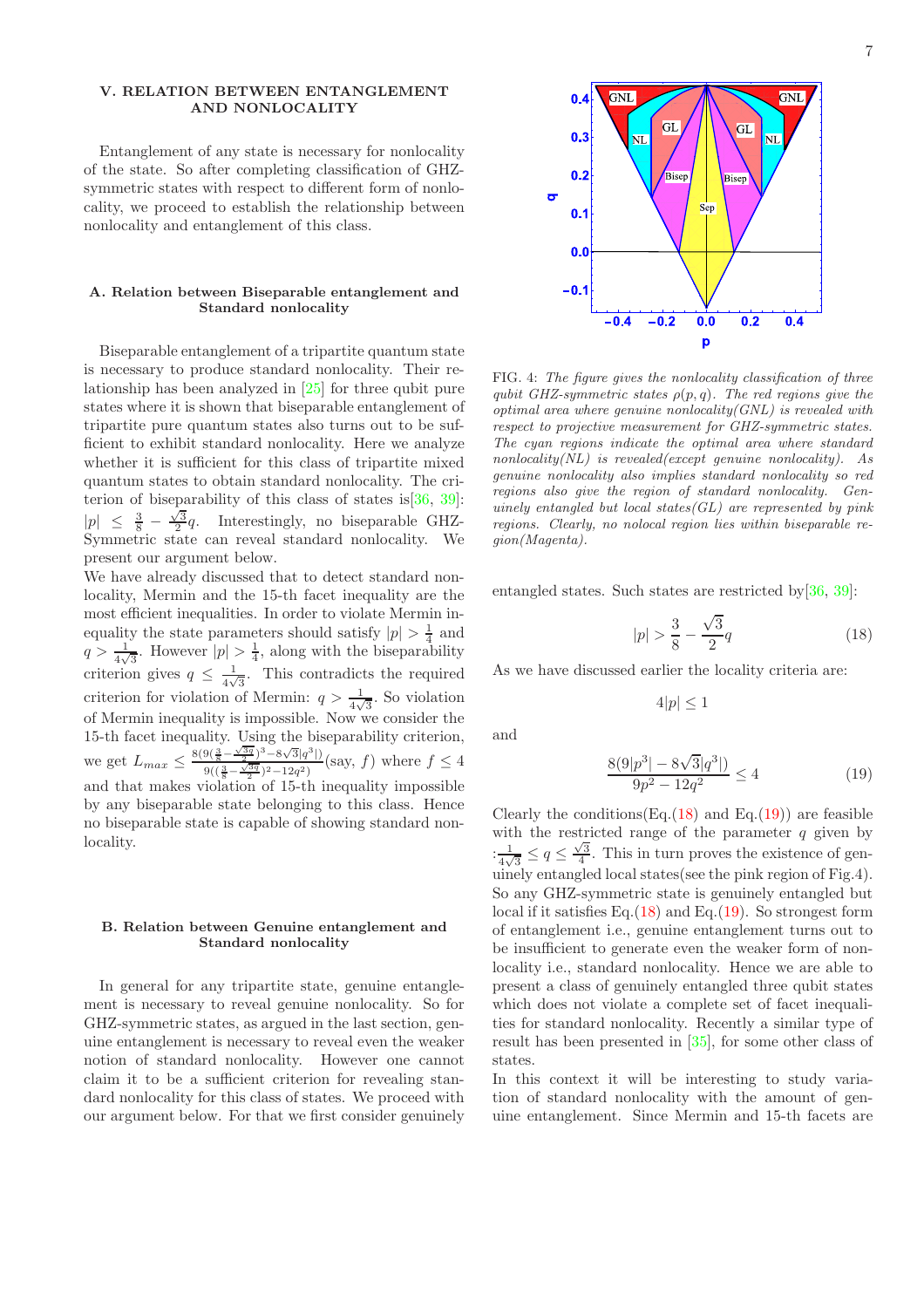## V. RELATION BETWEEN ENTANGLEMENT AND NONLOCALITY

Entanglement of any state is necessary for nonlocality of the state. So after completing classification of GHZ-symmetric states with respect to different form of nonlocality, we proceed to establish the relationship between nonlocality and entanglement of this class.

### A. Relation between Biseparable entanglement and Standard nonlocality

Biseparable entanglement of a tripartite quantum state is necessary to produce standard nonlocality. Their relationship has been analyzed in [25] for three qubit pure states where it is shown that biseparable entanglement of tripartite pure quantum states also turns out to be sufficient to exhibit standard nonlocality. Here we analyze whether it is sufficient for this class of tripartite mixed quantum states to obtain standard nonlocality. The criterion of biseparability of this class of states is[36, 39]: $|p| \leq \frac{3}{8} - \frac{\sqrt{3}}{2}q$. Interestingly, no biseparable GHZ-Symmetric state can reveal standard nonlocality. We present our argument below.

We have already discussed that to detect standard nonlocality, Mermin and the 15-th facet inequality are the most efficient inequalities. In order to violate Mermin inequality the state parameters should satisfy $|p| > \frac{1}{4}$ and $q > \frac{1}{4\sqrt{3}}$. However $|p| > \frac{1}{4}$, along with the biseparability criterion gives $q \leq \frac{1}{4\sqrt{3}}$. This contradicts the required criterion for violation of Mermin: $q > \frac{1}{4\sqrt{3}}$. So violation of Mermin inequality is impossible. Now we consider the 15-th facet inequality. Using the biseparability criterion, we get $L_{max} \leq \frac{8(9(\frac{3}{8}-\frac{\sqrt{3}q}{2})^3-8\sqrt{3}|q^3|)}{9((\frac{3}{8}-\frac{\sqrt{3}q}{2})^2-12q^2)}$(say, $f$) where $f \leq 4$ and that makes violation of 15-th inequality impossible by any biseparable state belonging to this class. Hence no biseparable state is capable of showing standard nonlocality.

### B. Relation between Genuine entanglement and Standard nonlocality

In general for any tripartite state, genuine entanglement is necessary to reveal genuine nonlocality. So for GHZ-symmetric states, as argued in the last section, genuine entanglement is necessary to reveal even the weaker notion of standard nonlocality. However one cannot claim it to be a sufficient criterion for revealing standard nonlocality for this class of states. We proceed with our argument below. For that we first consider genuinely entangled states. Such states are restricted by[36, 39]:

$$|p| > \frac{3}{8} - \frac{\sqrt{3}}{2}q \tag{18}$$

As we have discussed earlier the locality criteria are:

$$4|p| \leq 1$$

and

$$\frac{8(9|p^3| - 8\sqrt{3}|q^3|)}{9p^2 - 12q^2} \leq 4 \tag{19}$$

Clearly the conditions(Eq.(18) and Eq.(19)) are feasible with the restricted range of the parameter $q$ given by :$\frac{1}{4\sqrt{3}} \leq q \leq \frac{\sqrt{3}}{4}$. This in turn proves the existence of genuinely entangled local states(see the pink region of Fig.4). So any GHZ-symmetric state is genuinely entangled but local if it satisfies Eq.(18) and Eq.(19). So strongest form of entanglement i.e., genuine entanglement turns out to be insufficient to generate even the weaker form of nonlocality i.e., standard nonlocality. Hence we are able to present a class of genuinely entangled three qubit states which does not violate a complete set of facet inequalities for standard nonlocality. Recently a similar type of result has been presented in [35], for some other class of states.

In this context it will be interesting to study variation of standard nonlocality with the amount of genuine entanglement. Since Mermin and 15-th facets are

GNL
GNL
GL
GL
NL
NL
Bisep
Bisep
Sep
0.4
0.3
0.2
0.1
0.0
−0.1
q
−0.4
−0.2
0.0
0.2
0.4
p

FIG. 4: *The figure gives the nonlocality classification of three qubit GHZ-symmetric states $\rho(p, q)$. The red regions give the optimal area where genuine nonlocality(GNL) is revealed with respect to projective measurement for GHZ-symmetric states. The cyan regions indicate the optimal area where standard nonlocality(NL) is revealed(except genuine nonlocality). As genuine nonlocality also implies standard nonlocality so red regions also give the region of standard nonlocality. Genuinely entangled but local states(GL) are represented by pink regions. Clearly, no nolocal region lies within biseparable region(Magenta).*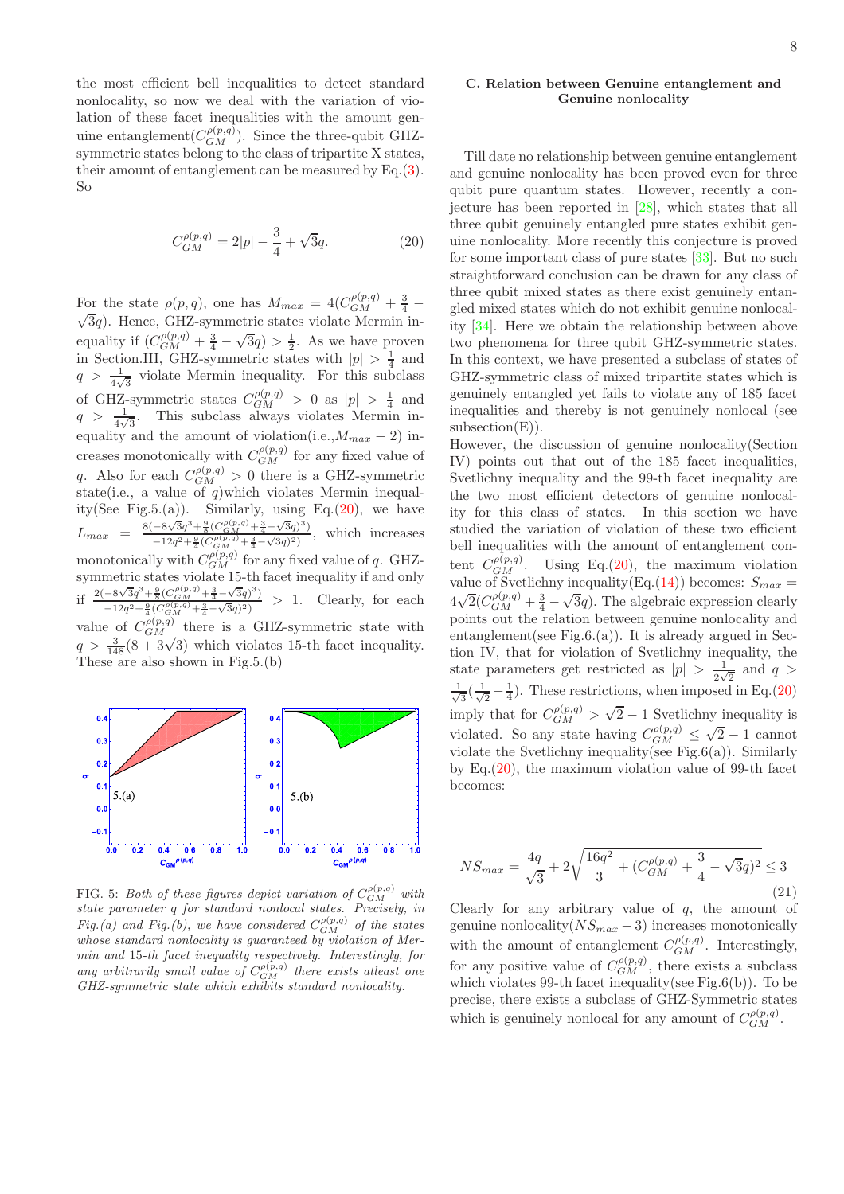the most efficient bell inequalities to detect standard nonlocality, so now we deal with the variation of violation of these facet inequalities with the amount genuine entanglement($C_{GM}^{\rho(p,q)}$). Since the three-qubit GHZ-symmetric states belong to the class of tripartite X states, their amount of entanglement can be measured by Eq.(3). So

$$C_{GM}^{\rho(p,q)} = 2|p| - \frac{3}{4} + \sqrt{3}q. \tag{20}$$

For the state $\rho(p,q)$, one has $M_{max} = 4(C_{GM}^{\rho(p,q)} + \frac{3}{4} - \sqrt{3}q)$. Hence, GHZ-symmetric states violate Mermin inequality if $(C_{GM}^{\rho(p,q)} + \frac{3}{4} - \sqrt{3}q) > \frac{1}{2}$. As we have proven in Section.III, GHZ-symmetric states with $|p| > \frac{1}{4}$ and $q > \frac{1}{4\sqrt{3}}$ violate Mermin inequality. For this subclass of GHZ-symmetric states $C_{GM}^{\rho(p,q)} > 0$ as $|p| > \frac{1}{4}$ and $q > \frac{1}{4\sqrt{3}}$. This subclass always violates Mermin inequality and the amount of violation(i.e.,$M_{max} - 2$) increases monotonically with $C_{GM}^{\rho(p,q)}$ for any fixed value of $q$. Also for each $C_{GM}^{\rho(p,q)} > 0$ there is a GHZ-symmetric state(i.e., a value of $q$)which violates Mermin inequality(See Fig.5.(a)). Similarly, using Eq.(20), we have $L_{max} = \frac{8(-8\sqrt{3}q^3 + \frac{9}{8}(C_{GM}^{\rho(p,q)} + \frac{3}{4} - \sqrt{3}q)^3)}{-12q^2 + \frac{9}{4}(C_{GM}^{\rho(p,q)} + \frac{3}{4} - \sqrt{3}q)^2)}$, which increases monotonically with $C_{GM}^{\rho(p,q)}$ for any fixed value of $q$. GHZ-symmetric states violate 15-th facet inequality if and only if $\frac{2(-8\sqrt{3}q^3 + \frac{9}{8}(C_{GM}^{\rho(p,q)} + \frac{3}{4} - \sqrt{3}q)^3)}{-12q^2 + \frac{9}{4}(C_{GM}^{\rho(p,q)} + \frac{3}{4} - \sqrt{3}q)^2)} > 1$. Clearly, for each value of $C_{GM}^{\rho(p,q)}$ there is a GHZ-symmetric state with $q > \frac{3}{148}(8 + 3\sqrt{3})$ which violates 15-th facet inequality. These are also shown in Fig.5.(b)

5.(a)
5.(b)
q
$C_{GM}^{\rho(p,q)}$
0.4 0.3 0.2 0.1 0.0 −0.1
0.0 0.2 0.4 0.6 0.8 1.0

FIG. 5: *Both of these figures depict variation of $C_{GM}^{\rho(p,q)}$ with state parameter $q$ for standard nonlocal states. Precisely, in Fig.(a) and Fig.(b), we have considered $C_{GM}^{\rho(p,q)}$ of the states whose standard nonlocality is guaranteed by violation of Mermin and 15-th facet inequality respectively. Interestingly, for any arbitrarily small value of $C_{GM}^{\rho(p,q)}$ there exists atleast one GHZ-symmetric state which exhibits standard nonlocality.*

### C. Relation between Genuine entanglement and Genuine nonlocality

Till date no relationship between genuine entanglement and genuine nonlocality has been proved even for three qubit pure quantum states. However, recently a conjecture has been reported in [28], which states that all three qubit genuinely entangled pure states exhibit genuine nonlocality. More recently this conjecture is proved for some important class of pure states [33]. But no such straightforward conclusion can be drawn for any class of three qubit mixed states as there exist genuinely entangled mixed states which do not exhibit genuine nonlocality [34]. Here we obtain the relationship between above two phenomena for three qubit GHZ-symmetric states. In this context, we have presented a subclass of states of GHZ-symmetric class of mixed tripartite states which is genuinely entangled yet fails to violate any of 185 facet inequalities and thereby is not genuinely nonlocal (see subsection(E)).

However, the discussion of genuine nonlocality(Section IV) points out that out of the 185 facet inequalities, Svetlichny inequality and the 99-th facet inequality are the two most efficient detectors of genuine nonlocality for this class of states. In this section we have studied the variation of violation of these two efficient bell inequalities with the amount of entanglement content $C_{GM}^{\rho(p,q)}$. Using Eq.(20), the maximum violation value of Svetlichny inequality(Eq.(14)) becomes: $S_{max} = 4\sqrt{2}(C_{GM}^{\rho(p,q)} + \frac{3}{4} - \sqrt{3}q)$. The algebraic expression clearly points out the relation between genuine nonlocality and entanglement(see Fig.6.(a)). It is already argued in Section IV, that for violation of Svetlichny inequality, the state parameters get restricted as $|p| > \frac{1}{2\sqrt{2}}$ and $q > \frac{1}{\sqrt{3}}(\frac{1}{\sqrt{2}} - \frac{1}{4})$. These restrictions, when imposed in Eq.(20) imply that for $C_{GM}^{\rho(p,q)} > \sqrt{2} - 1$ Svetlichny inequality is violated. So any state having $C_{GM}^{\rho(p,q)} \leq \sqrt{2} - 1$ cannot violate the Svetlichny inequality(see Fig.6(a)). Similarly by Eq.(20), the maximum violation value of 99-th facet becomes:

$$NS_{max} = \frac{4q}{\sqrt{3}} + 2\sqrt{\frac{16q^2}{3} + (C_{GM}^{\rho(p,q)} + \frac{3}{4} - \sqrt{3}q)^2} \leq 3 \tag{21}$$

Clearly for any arbitrary value of $q$, the amount of genuine nonlocality($NS_{max} - 3$) increases monotonically with the amount of entanglement $C_{GM}^{\rho(p,q)}$. Interestingly, for any positive value of $C_{GM}^{\rho(p,q)}$, there exists a subclass which violates 99-th facet inequality(see Fig.6(b)). To be precise, there exists a subclass of GHZ-Symmetric states which is genuinely nonlocal for any amount of $C_{GM}^{\rho(p,q)}$.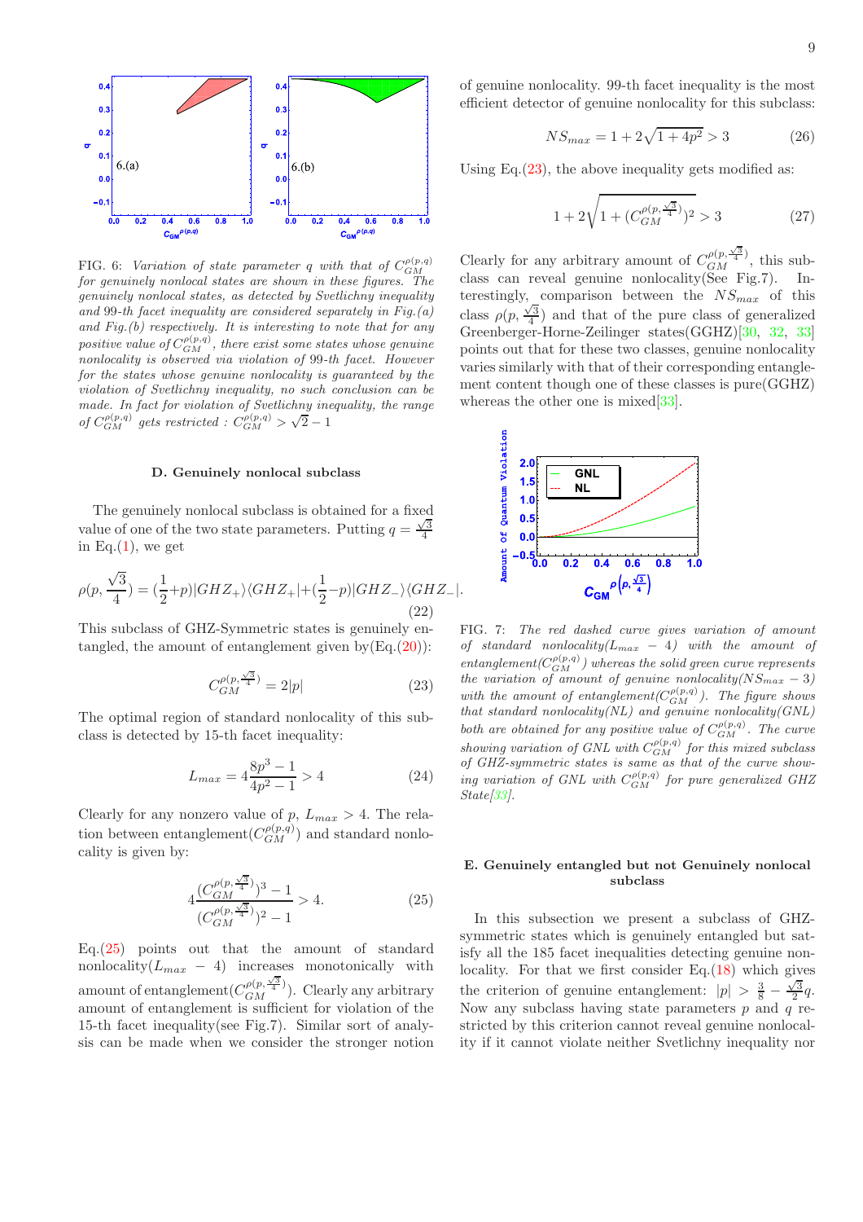0.4
0.3
0.2
0.1
0.0
−0.1
q
6.(a)
0.0 0.2 0.4 0.6 0.8 1.0
$C_{GM}^{\rho(p,q)}$

0.4
0.3
0.2
0.1
0.0
−0.1
q
6.(b)
0.0 0.2 0.4 0.6 0.8 1.0
$C_{GM}^{\rho(p,q)}$

FIG. 6: *Variation of state parameter $q$ with that of $C_{GM}^{\rho(p,q)}$ for genuinely nonlocal states are shown in these figures. The genuinely nonlocal states, as detected by Svetlichny inequality and 99-th facet inequality are considered separately in Fig.(a) and Fig.(b) respectively. It is interesting to note that for any positive value of $C_{GM}^{\rho(p,q)}$, there exist some states whose genuine nonlocality is observed via violation of 99-th facet. However for the states whose genuine nonlocality is guaranteed by the violation of Svetlichny inequality, no such conclusion can be made. In fact for violation of Svetlichny inequality, the range of $C_{GM}^{\rho(p,q)}$ gets restricted : $C_{GM}^{\rho(p,q)} > \sqrt{2}-1$*

### D. Genuinely nonlocal subclass

The genuinely nonlocal subclass is obtained for a fixed value of one of the two state parameters. Putting $q = \frac{\sqrt{3}}{4}$ in Eq.(1), we get

$$\rho(p, \frac{\sqrt{3}}{4}) = (\frac{1}{2}+p)|GHZ_+\rangle\langle GHZ_+| + (\frac{1}{2}-p)|GHZ_-\rangle\langle GHZ_-|. \tag{22}$$

This subclass of GHZ-Symmetric states is genuinely entangled, the amount of entanglement given by(Eq.(20)):

$$C_{GM}^{\rho(p,\frac{\sqrt{3}}{4})} = 2|p| \tag{23}$$

The optimal region of standard nonlocality of this subclass is detected by 15-th facet inequality:

$$L_{max} = 4\frac{8p^3-1}{4p^2-1} > 4 \tag{24}$$

Clearly for any nonzero value of $p$, $L_{max} > 4$. The relation between entanglement($C_{GM}^{\rho(p,q)}$) and standard nonlocality is given by:

$$4\frac{(C_{GM}^{\rho(p,\frac{\sqrt{3}}{4})})^3-1}{(C_{GM}^{\rho(p,\frac{\sqrt{3}}{4})})^2-1} > 4. \tag{25}$$

Eq.(25) points out that the amount of standard nonlocality($L_{max} - 4$) increases monotonically with amount of entanglement($C_{GM}^{\rho(p,\frac{\sqrt{3}}{4})}$). Clearly any arbitrary amount of entanglement is sufficient for violation of the 15-th facet inequality(see Fig.7). Similar sort of analysis can be made when we consider the stronger notion of genuine nonlocality. 99-th facet inequality is the most efficient detector of genuine nonlocality for this subclass:

$$NS_{max} = 1 + 2\sqrt{1+4p^2} > 3 \tag{26}$$

Using Eq.(23), the above inequality gets modified as:

$$1 + 2\sqrt{1+(C_{GM}^{\rho(p,\frac{\sqrt{3}}{4})})^2} > 3 \tag{27}$$

Clearly for any arbitrary amount of $C_{GM}^{\rho(p,\frac{\sqrt{3}}{4})}$, this subclass can reveal genuine nonlocality(See Fig.7). Interestingly, comparison between the $NS_{max}$ of this class $\rho(p, \frac{\sqrt{3}}{4})$ and that of the pure class of generalized Greenberger-Horne-Zeilinger states(GGHZ)[30, 32, 33] points out that for these two classes, genuine nonlocality varies similarly with that of their corresponding entanglement content though one of these classes is pure(GGHZ) whereas the other one is mixed[33].

Amount Of Quantum Violation
2.0
1.5
1.0
0.5
0.0
−0.5
GNL
NL
0.0 0.2 0.4 0.6 0.8 1.0
$C_{GM}^{\rho(p,\frac{\sqrt{3}}{4})}$

FIG. 7: *The red dashed curve gives variation of amount of standard nonlocality($L_{max} - 4$) with the amount of entanglement($C_{GM}^{\rho(p,q)}$) whereas the solid green curve represents the variation of amount of genuine nonlocality($NS_{max} - 3$) with the amount of entanglement($C_{GM}^{\rho(p,q)}$). The figure shows that standard nonlocality(NL) and genuine nonlocality(GNL) both are obtained for any positive value of $C_{GM}^{\rho(p,q)}$. The curve showing variation of GNL with $C_{GM}^{\rho(p,q)}$ for this mixed subclass of GHZ-symmetric states is same as that of the curve showing variation of GNL with $C_{GM}^{\rho(p,q)}$ for pure generalized GHZ State[33].*

### E. Genuinely entangled but not Genuinely nonlocal subclass

In this subsection we present a subclass of GHZ-symmetric states which is genuinely entangled but satisfy all the 185 facet inequalities detecting genuine nonlocality. For that we first consider Eq.(18) which gives the criterion of genuine entanglement: $|p| > \frac{3}{8} - \frac{\sqrt{3}}{2}q$. Now any subclass having state parameters $p$ and $q$ restricted by this criterion cannot reveal genuine nonlocality if it cannot violate neither Svetlichny inequality nor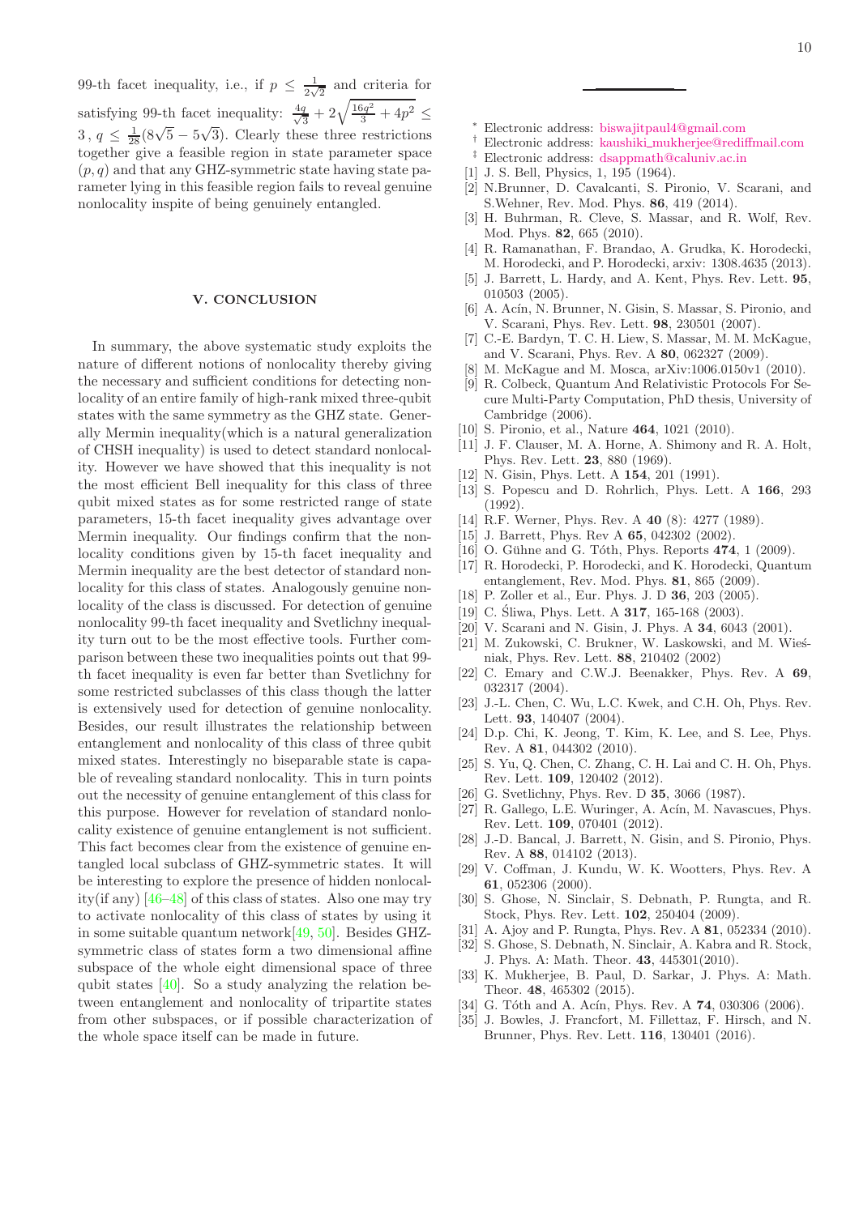99-th facet inequality, i.e., if $p \leq \frac{1}{2\sqrt{2}}$ and criteria for satisfying 99-th facet inequality: $\frac{4q}{\sqrt{3}} + 2\sqrt{\frac{16q^2}{3} + 4p^2} \leq 3$ , $q \leq \frac{1}{28}(8\sqrt{5} - 5\sqrt{3})$. Clearly these three restrictions together give a feasible region in state parameter space $(p, q)$ and that any GHZ-symmetric state having state parameter lying in this feasible region fails to reveal genuine nonlocality inspite of being genuinely entangled.

## V. CONCLUSION

In summary, the above systematic study exploits the nature of different notions of nonlocality thereby giving the necessary and sufficient conditions for detecting nonlocality of an entire family of high-rank mixed three-qubit states with the same symmetry as the GHZ state. Generally Mermin inequality(which is a natural generalization of CHSH inequality) is used to detect standard nonlocality. However we have showed that this inequality is not the most efficient Bell inequality for this class of three qubit mixed states as for some restricted range of state parameters, 15-th facet inequality gives advantage over Mermin inequality. Our findings confirm that the nonlocality conditions given by 15-th facet inequality and Mermin inequality are the best detector of standard nonlocality for this class of states. Analogously genuine nonlocality of the class is discussed. For detection of genuine nonlocality 99-th facet inequality and Svetlichny inequality turn out to be the most effective tools. Further comparison between these two inequalities points out that 99-th facet inequality is even far better than Svetlichny for some restricted subclasses of this class though the latter is extensively used for detection of genuine nonlocality. Besides, our result illustrates the relationship between entanglement and nonlocality of this class of three qubit mixed states. Interestingly no biseparable state is capable of revealing standard nonlocality. This in turn points out the necessity of genuine entanglement of this class for this purpose. However for revelation of standard nonlocality existence of genuine entanglement is not sufficient. This fact becomes clear from the existence of genuine entangled local subclass of GHZ-symmetric states. It will be interesting to explore the presence of hidden nonlocality(if any) [46–48] of this class of states. Also one may try to activate nonlocality of this class of states by using it in some suitable quantum network[49, 50]. Besides GHZ-symmetric class of states form a two dimensional affine subspace of the whole eight dimensional space of three qubit states [40]. So a study analyzing the relation between entanglement and nonlocality of tripartite states from other subspaces, or if possible characterization of the whole space itself can be made in future.

---

* Electronic address: biswajitpaul4@gmail.com
† Electronic address: kaushiki_mukherjee@rediffmail.com
‡ Electronic address: dsappmath@caluniv.ac.in

[1] J. S. Bell, Physics, 1, 195 (1964).
[2] N.Brunner, D. Cavalcanti, S. Pironio, V. Scarani, and S.Wehner, Rev. Mod. Phys. **86**, 419 (2014).
[3] H. Buhrman, R. Cleve, S. Massar, and R. Wolf, Rev. Mod. Phys. **82**, 665 (2010).
[4] R. Ramanathan, F. Brandao, A. Grudka, K. Horodecki, M. Horodecki, and P. Horodecki, arxiv: 1308.4635 (2013).
[5] J. Barrett, L. Hardy, and A. Kent, Phys. Rev. Lett. **95**, 010503 (2005).
[6] A. Acín, N. Brunner, N. Gisin, S. Massar, S. Pironio, and V. Scarani, Phys. Rev. Lett. **98**, 230501 (2007).
[7] C.-E. Bardyn, T. C. H. Liew, S. Massar, M. M. McKague, and V. Scarani, Phys. Rev. A **80**, 062327 (2009).
[8] M. McKague and M. Mosca, arXiv:1006.0150v1 (2010).
[9] R. Colbeck, Quantum And Relativistic Protocols For Secure Multi-Party Computation, PhD thesis, University of Cambridge (2006).
[10] S. Pironio, et al., Nature **464**, 1021 (2010).
[11] J. F. Clauser, M. A. Horne, A. Shimony and R. A. Holt, Phys. Rev. Lett. **23**, 880 (1969).
[12] N. Gisin, Phys. Lett. A **154**, 201 (1991).
[13] S. Popescu and D. Rohrlich, Phys. Lett. A **166**, 293 (1992).
[14] R.F. Werner, Phys. Rev. A **40** (8): 4277 (1989).
[15] J. Barrett, Phys. Rev A **65**, 042302 (2002).
[16] O. Gühne and G. Tóth, Phys. Reports **474**, 1 (2009).
[17] R. Horodecki, P. Horodecki, and K. Horodecki, Quantum entanglement, Rev. Mod. Phys. **81**, 865 (2009).
[18] P. Zoller et al., Eur. Phys. J. D **36**, 203 (2005).
[19] C. Śliwa, Phys. Lett. A **317**, 165-168 (2003).
[20] V. Scarani and N. Gisin, J. Phys. A **34**, 6043 (2001).
[21] M. Zukowski, C. Brukner, W. Laskowski, and M. Wieśniak, Phys. Rev. Lett. **88**, 210402 (2002)
[22] C. Emary and C.W.J. Beenakker, Phys. Rev. A **69**, 032317 (2004).
[23] J.-L. Chen, C. Wu, L.C. Kwek, and C.H. Oh, Phys. Rev. Lett. **93**, 140407 (2004).
[24] D.p. Chi, K. Jeong, T. Kim, K. Lee, and S. Lee, Phys. Rev. A **81**, 044302 (2010).
[25] S. Yu, Q. Chen, C. Zhang, C. H. Lai and C. H. Oh, Phys. Rev. Lett. **109**, 120402 (2012).
[26] G. Svetlichny, Phys. Rev. D **35**, 3066 (1987).
[27] R. Gallego, L.E. Wuringer, A. Acín, M. Navascues, Phys. Rev. Lett. **109**, 070401 (2012).
[28] J.-D. Bancal, J. Barrett, N. Gisin, and S. Pironio, Phys. Rev. A **88**, 014102 (2013).
[29] V. Coffman, J. Kundu, W. K. Wootters, Phys. Rev. A **61**, 052306 (2000).
[30] S. Ghose, N. Sinclair, S. Debnath, P. Rungta, and R. Stock, Phys. Rev. Lett. **102**, 250404 (2009).
[31] A. Ajoy and P. Rungta, Phys. Rev. A **81**, 052334 (2010).
[32] S. Ghose, S. Debnath, N. Sinclair, A. Kabra and R. Stock, J. Phys. A: Math. Theor. **43**, 445301(2010).
[33] K. Mukherjee, B. Paul, D. Sarkar, J. Phys. A: Math. Theor. **48**, 465302 (2015).
[34] G. Tóth and A. Acín, Phys. Rev. A **74**, 030306 (2006).
[35] J. Bowles, J. Francfort, M. Fillettaz, F. Hirsch, and N. Brunner, Phys. Rev. Lett. **116**, 130401 (2016).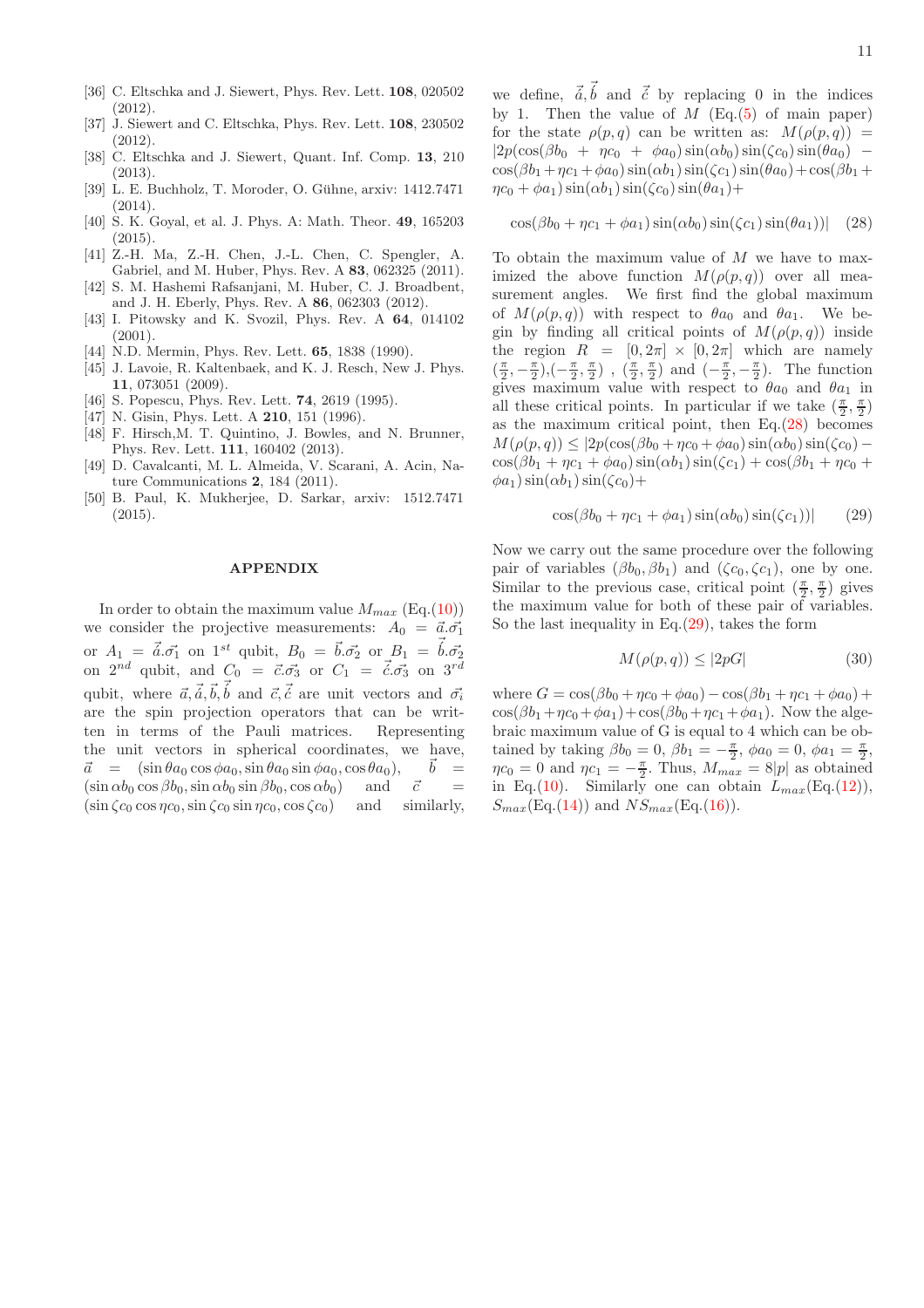[36] C. Eltschka and J. Siewert, Phys. Rev. Lett. **108**, 020502 (2012).
[37] J. Siewert and C. Eltschka, Phys. Rev. Lett. **108**, 230502 (2012).
[38] C. Eltschka and J. Siewert, Quant. Inf. Comp. **13**, 210 (2013).
[39] L. E. Buchholz, T. Moroder, O. Gühne, arxiv: 1412.7471 (2014).
[40] S. K. Goyal, et al. J. Phys. A: Math. Theor. **49**, 165203 (2015).
[41] Z.-H. Ma, Z.-H. Chen, J.-L. Chen, C. Spengler, A. Gabriel, and M. Huber, Phys. Rev. A **83**, 062325 (2011).
[42] S. M. Hashemi Rafsanjani, M. Huber, C. J. Broadbent, and J. H. Eberly, Phys. Rev. A **86**, 062303 (2012).
[43] I. Pitowsky and K. Svozil, Phys. Rev. A **64**, 014102 (2001).
[44] N.D. Mermin, Phys. Rev. Lett. **65**, 1838 (1990).
[45] J. Lavoie, R. Kaltenbaek, and K. J. Resch, New J. Phys. **11**, 073051 (2009).
[46] S. Popescu, Phys. Rev. Lett. **74**, 2619 (1995).
[47] N. Gisin, Phys. Lett. A **210**, 151 (1996).
[48] F. Hirsch,M. T. Quintino, J. Bowles, and N. Brunner, Phys. Rev. Lett. **111**, 160402 (2013).
[49] D. Cavalcanti, M. L. Almeida, V. Scarani, A. Acin, Nature Communications **2**, 184 (2011).
[50] B. Paul, K. Mukherjee, D. Sarkar, arxiv: 1512.7471 (2015).

## APPENDIX

In order to obtain the maximum value $M_{max}$ (Eq.(10)) we consider the projective measurements: $A_0 = \vec{a}.\vec{\sigma_1}$ or $A_1 = \vec{\acute{a}}.\vec{\sigma_1}$ on $1^{st}$ qubit, $B_0 = \vec{b}.\vec{\sigma_2}$ or $B_1 = \vec{\acute{b}}.\vec{\sigma_2}$ on $2^{nd}$ qubit, and $C_0 = \vec{c}.\vec{\sigma_3}$ or $C_1 = \vec{\acute{c}}.\vec{\sigma_3}$ on $3^{rd}$ qubit, where $\vec{a}, \vec{\acute{a}}, \vec{b}, \vec{\acute{b}}$ and $\vec{c}, \vec{\acute{c}}$ are unit vectors and $\vec{\sigma_i}$ are the spin projection operators that can be written in terms of the Pauli matrices. Representing the unit vectors in spherical coordinates, we have, $\vec{a} = (\sin\theta a_0 \cos\phi a_0, \sin\theta a_0 \sin\phi a_0, \cos\theta a_0)$, $\vec{b} = (\sin\alpha b_0 \cos\beta b_0, \sin\alpha b_0 \sin\beta b_0, \cos\alpha b_0)$ and $\vec{c} = (\sin\zeta c_0 \cos\eta c_0, \sin\zeta c_0 \sin\eta c_0, \cos\zeta c_0)$ and similarly, we define, $\vec{\acute{a}}, \vec{\acute{b}}$ and $\vec{\acute{c}}$ by replacing 0 in the indices by 1. Then the value of $M$ (Eq.(5) of main paper) for the state $\rho(p,q)$ can be written as: $M(\rho(p,q)) = |2p(\cos(\beta b_0 + \eta c_0 + \phi a_0)\sin(\alpha b_0)\sin(\zeta c_0)\sin(\theta a_0) - \cos(\beta b_1 + \eta c_1 + \phi a_0)\sin(\alpha b_1)\sin(\zeta c_1)\sin(\theta a_0) + \cos(\beta b_1 + \eta c_0 + \phi a_1)\sin(\alpha b_1)\sin(\zeta c_0)\sin(\theta a_1) +$

$$\cos(\beta b_0 + \eta c_1 + \phi a_1)\sin(\alpha b_0)\sin(\zeta c_1)\sin(\theta a_1))| \quad (28)$$

To obtain the maximum value of $M$ we have to maximized the above function $M(\rho(p,q))$ over all measurement angles. We first find the global maximum of $M(\rho(p,q))$ with respect to $\theta a_0$ and $\theta a_1$. We begin by finding all critical points of $M(\rho(p,q))$ inside the region $R = [0, 2\pi] \times [0, 2\pi]$ which are namely $(\frac{\pi}{2}, -\frac{\pi}{2})$,$(-\frac{\pi}{2}, \frac{\pi}{2})$ , $(\frac{\pi}{2}, \frac{\pi}{2})$ and $(-\frac{\pi}{2}, -\frac{\pi}{2})$. The function gives maximum value with respect to $\theta a_0$ and $\theta a_1$ in all these critical points. In particular if we take $(\frac{\pi}{2}, \frac{\pi}{2})$ as the maximum critical point, then Eq.(28) becomes $M(\rho(p,q)) \leq |2p(\cos(\beta b_0 + \eta c_0 + \phi a_0)\sin(\alpha b_0)\sin(\zeta c_0) - \cos(\beta b_1 + \eta c_1 + \phi a_0)\sin(\alpha b_1)\sin(\zeta c_1) + \cos(\beta b_1 + \eta c_0 + \phi a_1)\sin(\alpha b_1)\sin(\zeta c_0) +$

$$\cos(\beta b_0 + \eta c_1 + \phi a_1)\sin(\alpha b_0)\sin(\zeta c_1))| \quad (29)$$

Now we carry out the same procedure over the following pair of variables $(\beta b_0, \beta b_1)$ and $(\zeta c_0, \zeta c_1)$, one by one. Similar to the previous case, critical point $(\frac{\pi}{2}, \frac{\pi}{2})$ gives the maximum value for both of these pair of variables. So the last inequality in Eq.(29), takes the form

$$M(\rho(p,q)) \leq |2pG| \quad (30)$$

where $G = \cos(\beta b_0 + \eta c_0 + \phi a_0) - \cos(\beta b_1 + \eta c_1 + \phi a_0) + \cos(\beta b_1 + \eta c_0 + \phi a_1) + \cos(\beta b_0 + \eta c_1 + \phi a_1)$. Now the algebraic maximum value of G is equal to 4 which can be obtained by taking $\beta b_0 = 0$, $\beta b_1 = -\frac{\pi}{2}$, $\phi a_0 = 0$, $\phi a_1 = \frac{\pi}{2}$, $\eta c_0 = 0$ and $\eta c_1 = -\frac{\pi}{2}$. Thus, $M_{max} = 8|p|$ as obtained in Eq.(10). Similarly one can obtain $L_{max}$(Eq.(12)), $S_{max}$(Eq.(14)) and $NS_{max}$(Eq.(16)).